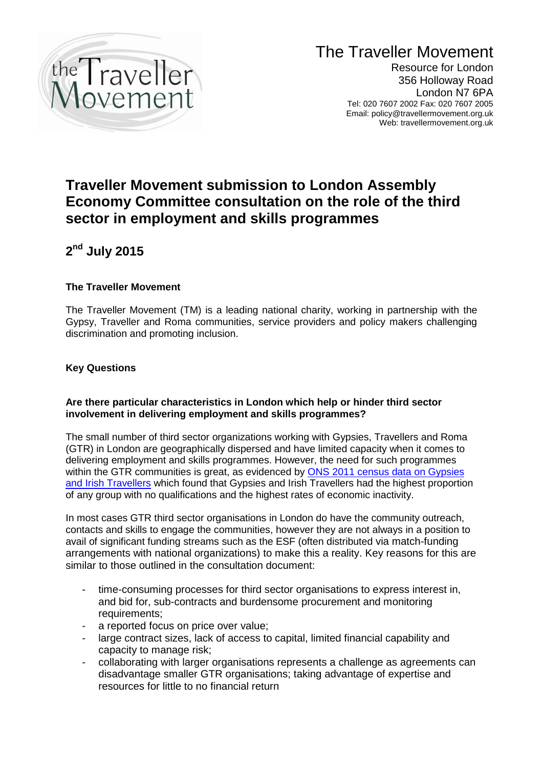# The Traveller Movement

Resource for London
356 Holloway Road
London N7 6PA
Tel: 020 7607 2002 Fax: 020 7607 2005
Email: policy@travellermovement.org.uk
Web: travellermovement.org.uk

## Traveller Movement submission to London Assembly Economy Committee consultation on the role of the third sector in employment and skills programmes

## 2nd July 2015

**The Traveller Movement**

The Traveller Movement (TM) is a leading national charity, working in partnership with the Gypsy, Traveller and Roma communities, service providers and policy makers challenging discrimination and promoting inclusion.

**Key Questions**

**Are there particular characteristics in London which help or hinder third sector involvement in delivering employment and skills programmes?**

The small number of third sector organizations working with Gypsies, Travellers and Roma (GTR) in London are geographically dispersed and have limited capacity when it comes to delivering employment and skills programmes. However, the need for such programmes within the GTR communities is great, as evidenced by ONS 2011 census data on Gypsies and Irish Travellers which found that Gypsies and Irish Travellers had the highest proportion of any group with no qualifications and the highest rates of economic inactivity.

In most cases GTR third sector organisations in London do have the community outreach, contacts and skills to engage the communities, however they are not always in a position to avail of significant funding streams such as the ESF (often distributed via match-funding arrangements with national organizations) to make this a reality. Key reasons for this are similar to those outlined in the consultation document:

- time-consuming processes for third sector organisations to express interest in, and bid for, sub-contracts and burdensome procurement and monitoring requirements;
- a reported focus on price over value;
- large contract sizes, lack of access to capital, limited financial capability and capacity to manage risk;
- collaborating with larger organisations represents a challenge as agreements can disadvantage smaller GTR organisations; taking advantage of expertise and resources for little to no financial return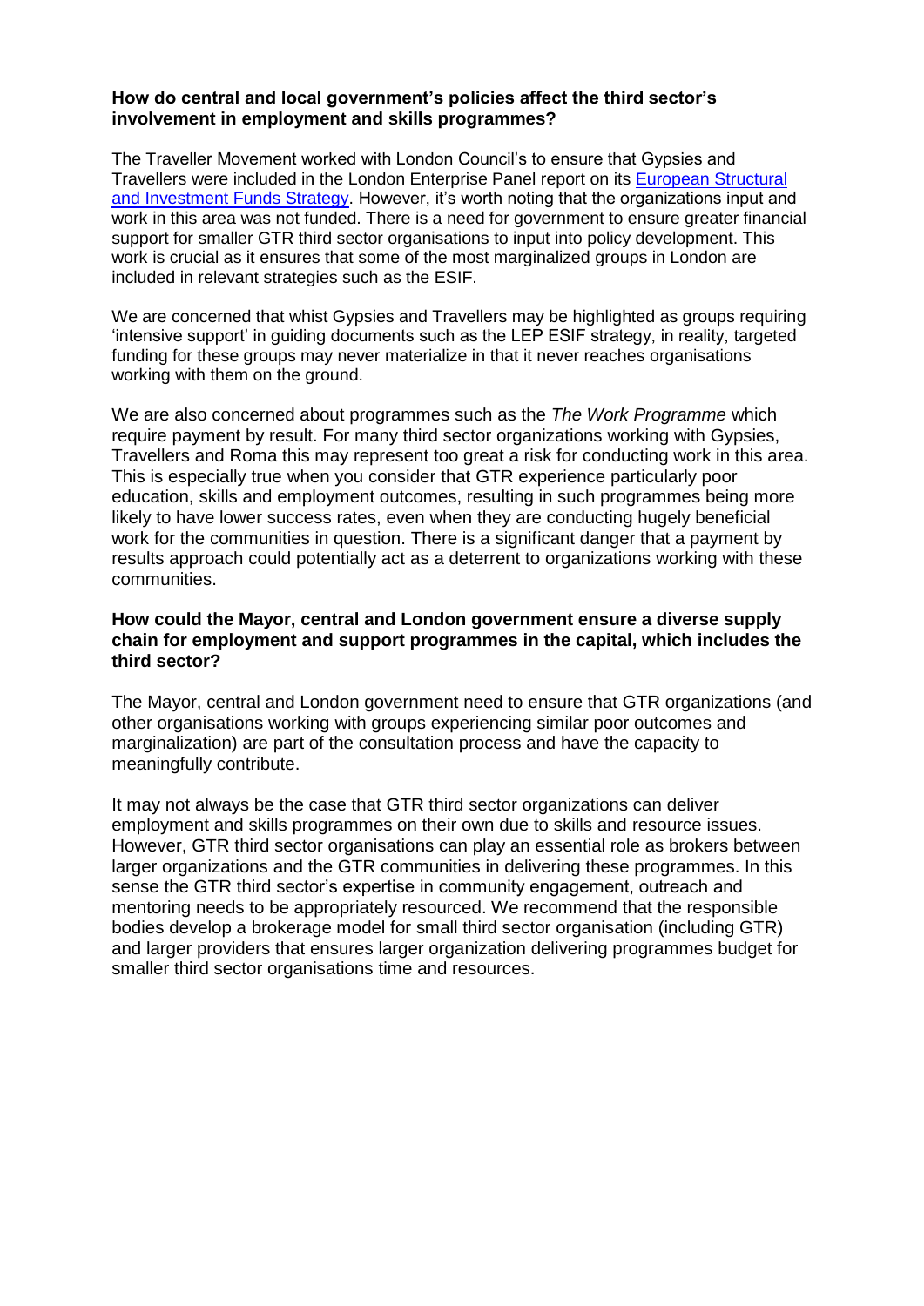**How do central and local government's policies affect the third sector's involvement in employment and skills programmes?**

The Traveller Movement worked with London Council's to ensure that Gypsies and Travellers were included in the London Enterprise Panel report on its [European Structural and Investment Funds Strategy](). However, it's worth noting that the organizations input and work in this area was not funded. There is a need for government to ensure greater financial support for smaller GTR third sector organisations to input into policy development. This work is crucial as it ensures that some of the most marginalized groups in London are included in relevant strategies such as the ESIF.

We are concerned that whist Gypsies and Travellers may be highlighted as groups requiring 'intensive support' in guiding documents such as the LEP ESIF strategy, in reality, targeted funding for these groups may never materialize in that it never reaches organisations working with them on the ground.

We are also concerned about programmes such as the *The Work Programme* which require payment by result. For many third sector organizations working with Gypsies, Travellers and Roma this may represent too great a risk for conducting work in this area. This is especially true when you consider that GTR experience particularly poor education, skills and employment outcomes, resulting in such programmes being more likely to have lower success rates, even when they are conducting hugely beneficial work for the communities in question. There is a significant danger that a payment by results approach could potentially act as a deterrent to organizations working with these communities.

**How could the Mayor, central and London government ensure a diverse supply chain for employment and support programmes in the capital, which includes the third sector?**

The Mayor, central and London government need to ensure that GTR organizations (and other organisations working with groups experiencing similar poor outcomes and marginalization) are part of the consultation process and have the capacity to meaningfully contribute.

It may not always be the case that GTR third sector organizations can deliver employment and skills programmes on their own due to skills and resource issues. However, GTR third sector organisations can play an essential role as brokers between larger organizations and the GTR communities in delivering these programmes. In this sense the GTR third sector's expertise in community engagement, outreach and mentoring needs to be appropriately resourced. We recommend that the responsible bodies develop a brokerage model for small third sector organisation (including GTR) and larger providers that ensures larger organization delivering programmes budget for smaller third sector organisations time and resources.